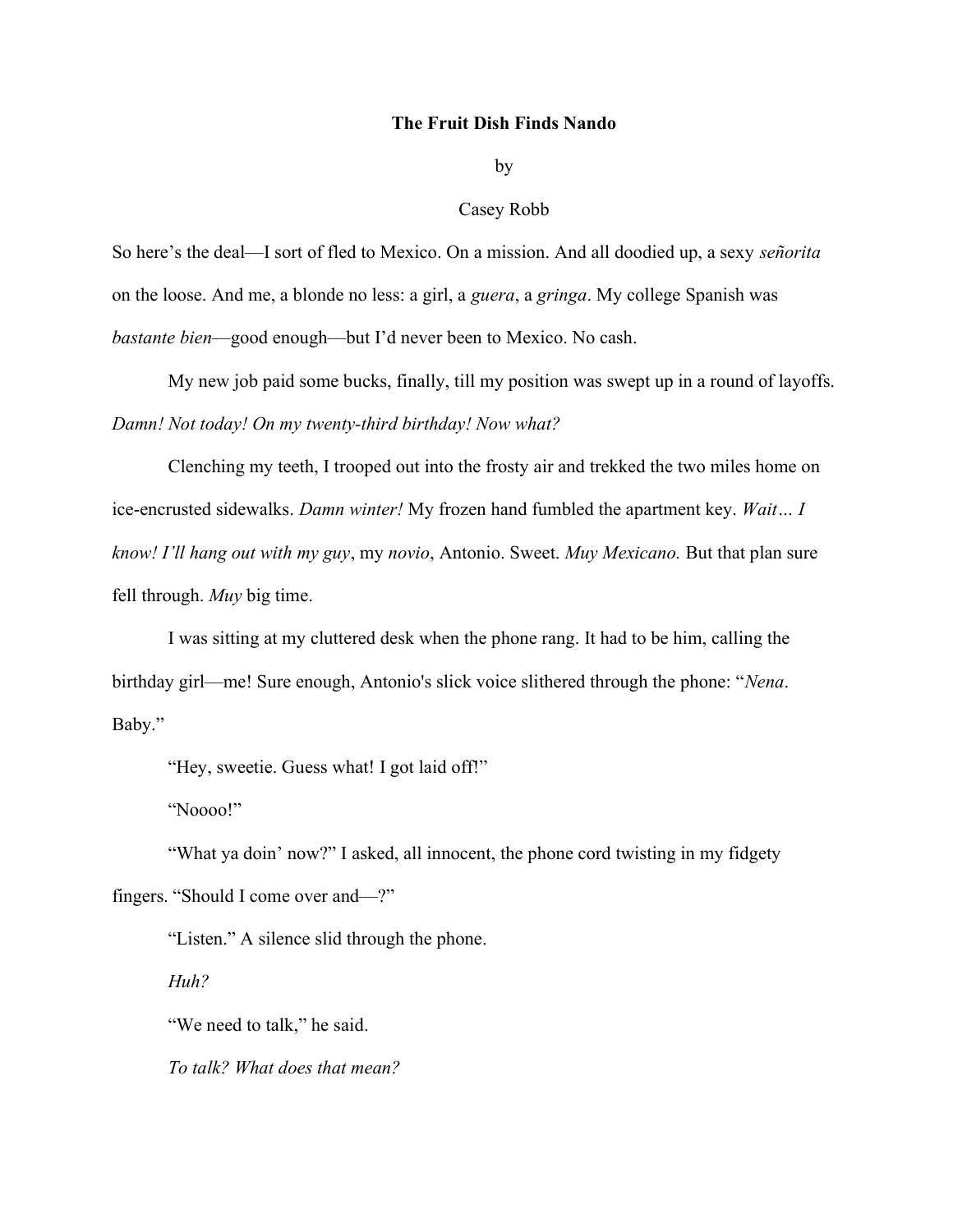# The Fruit Dish Finds Nando

by

Casey Robb

So here's the deal—I sort of fled to Mexico. On a mission. And all doodied up, a sexy *señorita* on the loose. And me, a blonde no less: a girl, a *guera*, a *gringa*. My college Spanish was *bastante bien*—good enough—but I'd never been to Mexico. No cash.

My new job paid some bucks, finally, till my position was swept up in a round of layoffs. *Damn! Not today! On my twenty-third birthday! Now what?*

Clenching my teeth, I trooped out into the frosty air and trekked the two miles home on ice-encrusted sidewalks. *Damn winter!* My frozen hand fumbled the apartment key. *Wait… I know! I'll hang out with my guy*, my *novio*, Antonio. Sweet. *Muy Mexicano.* But that plan sure fell through. *Muy* big time.

I was sitting at my cluttered desk when the phone rang. It had to be him, calling the birthday girl—me! Sure enough, Antonio's slick voice slithered through the phone: "*Nena*. Baby."

"Hey, sweetie. Guess what! I got laid off!"

"Noooo!"

"What ya doin' now?" I asked, all innocent, the phone cord twisting in my fidgety fingers. "Should I come over and—?"

"Listen." A silence slid through the phone.

*Huh?*

"We need to talk," he said.

*To talk? What does that mean?*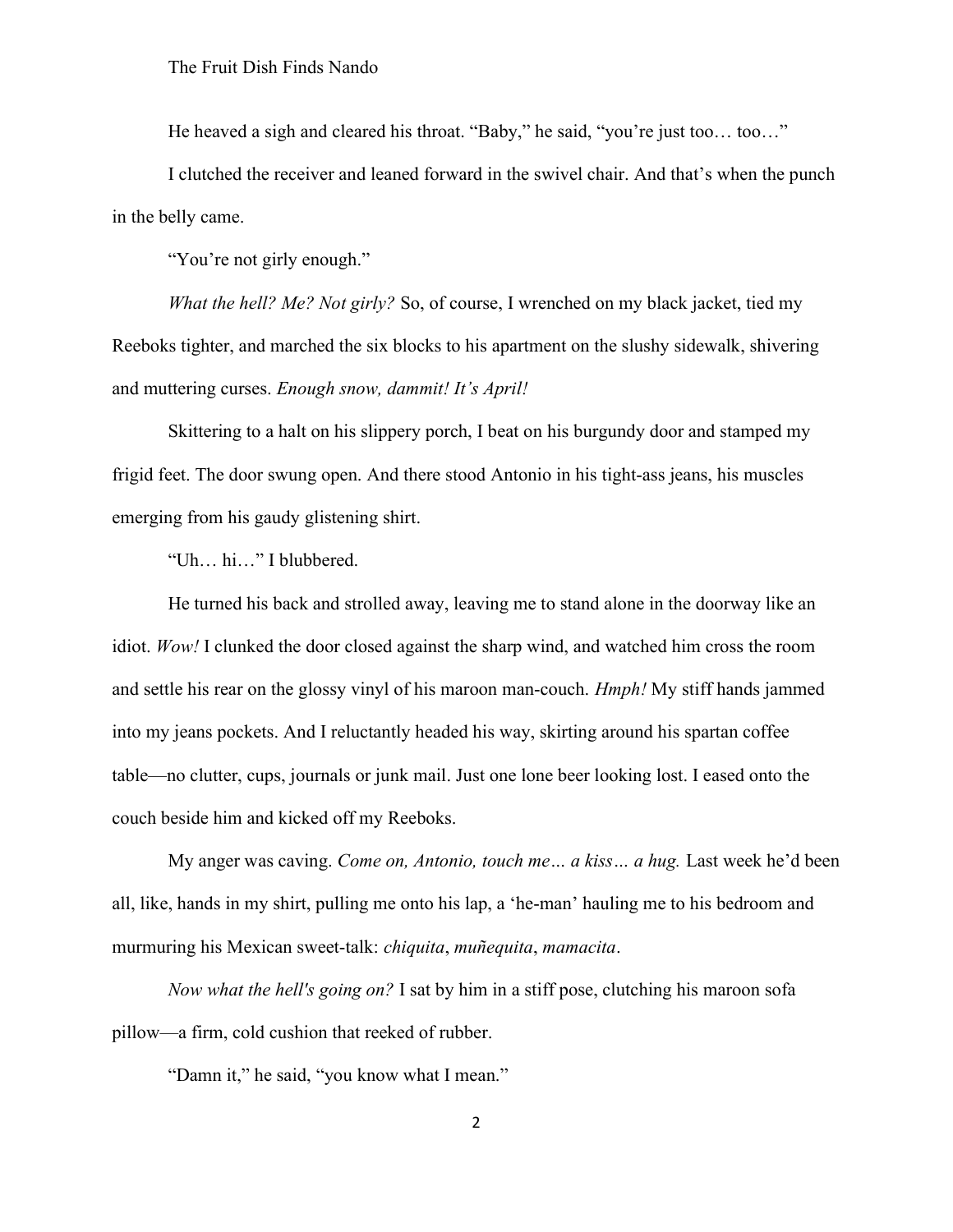He heaved a sigh and cleared his throat. "Baby," he said, "you're just too… too…"

I clutched the receiver and leaned forward in the swivel chair. And that's when the punch in the belly came.

"You're not girly enough."

*What the hell? Me? Not girly?* So, of course, I wrenched on my black jacket, tied my Reeboks tighter, and marched the six blocks to his apartment on the slushy sidewalk, shivering and muttering curses. *Enough snow, dammit! It's April!*

Skittering to a halt on his slippery porch, I beat on his burgundy door and stamped my frigid feet. The door swung open. And there stood Antonio in his tight-ass jeans, his muscles emerging from his gaudy glistening shirt.

"Uh… hi…" I blubbered.

He turned his back and strolled away, leaving me to stand alone in the doorway like an idiot. *Wow!* I clunked the door closed against the sharp wind, and watched him cross the room and settle his rear on the glossy vinyl of his maroon man-couch. *Hmph!* My stiff hands jammed into my jeans pockets. And I reluctantly headed his way, skirting around his spartan coffee table—no clutter, cups, journals or junk mail. Just one lone beer looking lost. I eased onto the couch beside him and kicked off my Reeboks.

My anger was caving. *Come on, Antonio, touch me… a kiss… a hug.* Last week he'd been all, like, hands in my shirt, pulling me onto his lap, a 'he-man' hauling me to his bedroom and murmuring his Mexican sweet-talk: *chiquita*, *muñequita*, *mamacita*.

*Now what the hell's going on?* I sat by him in a stiff pose, clutching his maroon sofa pillow—a firm, cold cushion that reeked of rubber.

"Damn it," he said, "you know what I mean."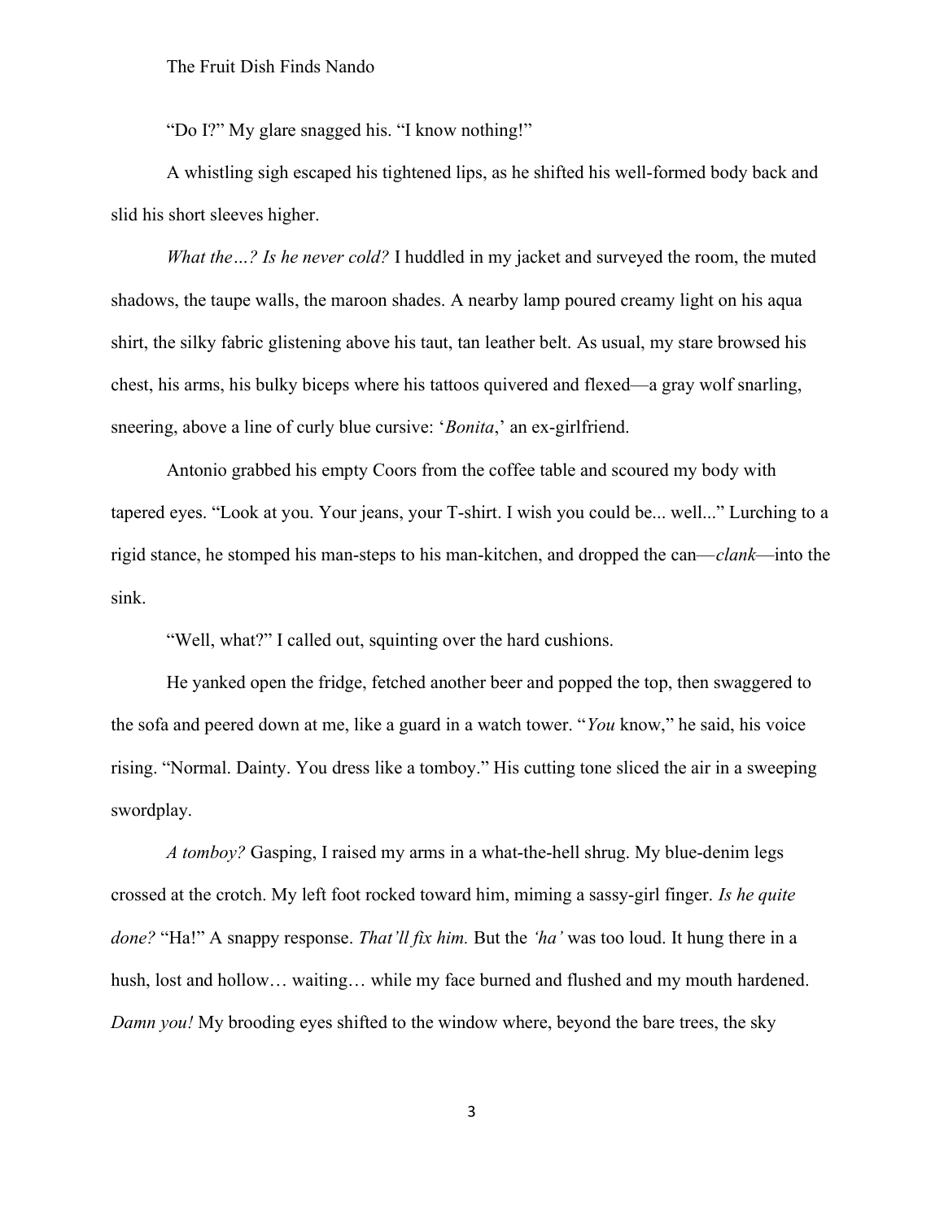"Do I?" My glare snagged his. "I know nothing!"

A whistling sigh escaped his tightened lips, as he shifted his well-formed body back and slid his short sleeves higher.

*What the…? Is he never cold?* I huddled in my jacket and surveyed the room, the muted shadows, the taupe walls, the maroon shades. A nearby lamp poured creamy light on his aqua shirt, the silky fabric glistening above his taut, tan leather belt. As usual, my stare browsed his chest, his arms, his bulky biceps where his tattoos quivered and flexed—a gray wolf snarling, sneering, above a line of curly blue cursive: '*Bonita*,' an ex-girlfriend.

Antonio grabbed his empty Coors from the coffee table and scoured my body with tapered eyes. "Look at you. Your jeans, your T-shirt. I wish you could be... well..." Lurching to a rigid stance, he stomped his man-steps to his man-kitchen, and dropped the can—*clank*—into the sink.

"Well, what?" I called out, squinting over the hard cushions.

He yanked open the fridge, fetched another beer and popped the top, then swaggered to the sofa and peered down at me, like a guard in a watch tower. "*You* know," he said, his voice rising. "Normal. Dainty. You dress like a tomboy." His cutting tone sliced the air in a sweeping swordplay.

*A tomboy?* Gasping, I raised my arms in a what-the-hell shrug. My blue-denim legs crossed at the crotch. My left foot rocked toward him, miming a sassy-girl finger. *Is he quite done?* "Ha!" A snappy response. *That'll fix him.* But the *'ha'* was too loud. It hung there in a hush, lost and hollow… waiting… while my face burned and flushed and my mouth hardened. *Damn you!* My brooding eyes shifted to the window where, beyond the bare trees, the sky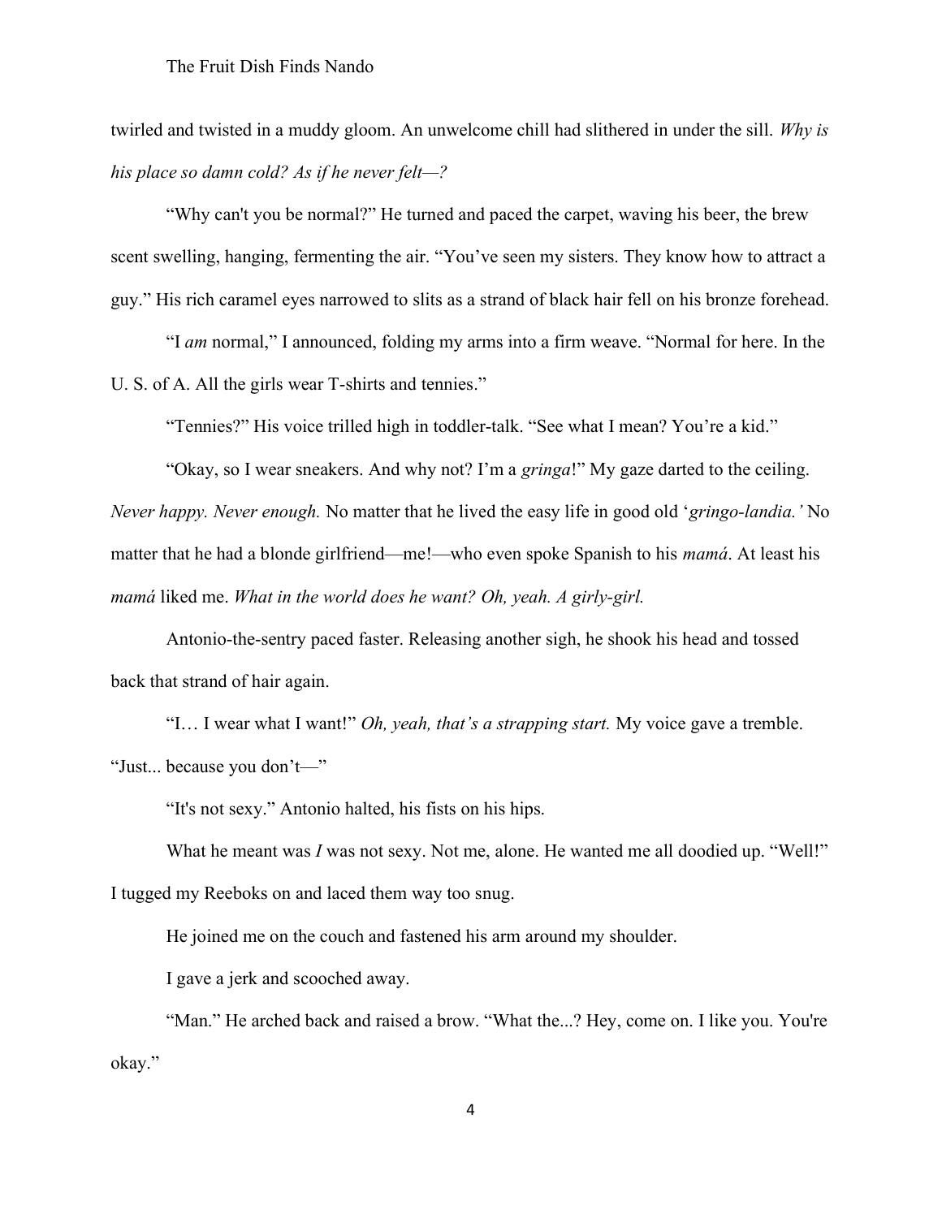twirled and twisted in a muddy gloom. An unwelcome chill had slithered in under the sill. *Why is his place so damn cold? As if he never felt—?*

"Why can't you be normal?" He turned and paced the carpet, waving his beer, the brew scent swelling, hanging, fermenting the air. "You've seen my sisters. They know how to attract a guy." His rich caramel eyes narrowed to slits as a strand of black hair fell on his bronze forehead.

"I *am* normal," I announced, folding my arms into a firm weave. "Normal for here. In the U. S. of A. All the girls wear T-shirts and tennies."

"Tennies?" His voice trilled high in toddler-talk. "See what I mean? You're a kid."

"Okay, so I wear sneakers. And why not? I'm a *gringa*!" My gaze darted to the ceiling. *Never happy. Never enough.* No matter that he lived the easy life in good old '*gringo-landia.'* No matter that he had a blonde girlfriend—me!—who even spoke Spanish to his *mamá*. At least his *mamá* liked me. *What in the world does he want? Oh, yeah. A girly-girl.*

Antonio-the-sentry paced faster. Releasing another sigh, he shook his head and tossed back that strand of hair again.

"I… I wear what I want!" *Oh, yeah, that's a strapping start.* My voice gave a tremble. "Just... because you don't—"

"It's not sexy." Antonio halted, his fists on his hips.

What he meant was *I* was not sexy. Not me, alone. He wanted me all doodied up. "Well!" I tugged my Reeboks on and laced them way too snug.

He joined me on the couch and fastened his arm around my shoulder.

I gave a jerk and scooched away.

"Man." He arched back and raised a brow. "What the...? Hey, come on. I like you. You're okay."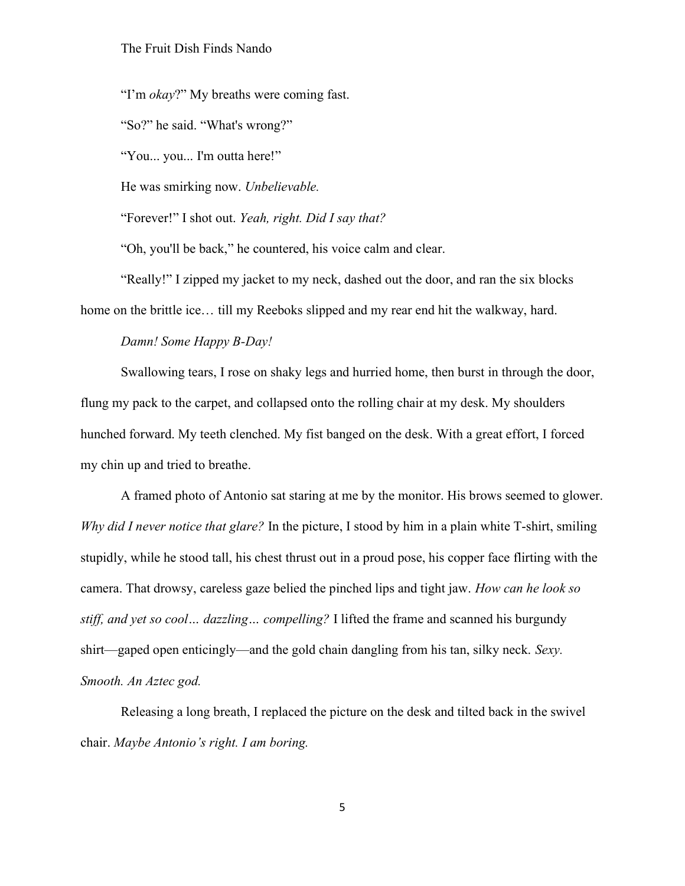"I'm *okay*?" My breaths were coming fast.

"So?" he said. "What's wrong?"

"You... you... I'm outta here!"

He was smirking now. *Unbelievable.*

"Forever!" I shot out. *Yeah, right. Did I say that?*

"Oh, you'll be back," he countered, his voice calm and clear.

"Really!" I zipped my jacket to my neck, dashed out the door, and ran the six blocks home on the brittle ice… till my Reeboks slipped and my rear end hit the walkway, hard.

*Damn! Some Happy B-Day!*

Swallowing tears, I rose on shaky legs and hurried home, then burst in through the door, flung my pack to the carpet, and collapsed onto the rolling chair at my desk. My shoulders hunched forward. My teeth clenched. My fist banged on the desk. With a great effort, I forced my chin up and tried to breathe.

A framed photo of Antonio sat staring at me by the monitor. His brows seemed to glower. *Why did I never notice that glare?* In the picture, I stood by him in a plain white T-shirt, smiling stupidly, while he stood tall, his chest thrust out in a proud pose, his copper face flirting with the camera. That drowsy, careless gaze belied the pinched lips and tight jaw. *How can he look so stiff, and yet so cool… dazzling… compelling?* I lifted the frame and scanned his burgundy shirt—gaped open enticingly—and the gold chain dangling from his tan, silky neck. *Sexy. Smooth. An Aztec god.*

Releasing a long breath, I replaced the picture on the desk and tilted back in the swivel chair. *Maybe Antonio's right. I am boring.*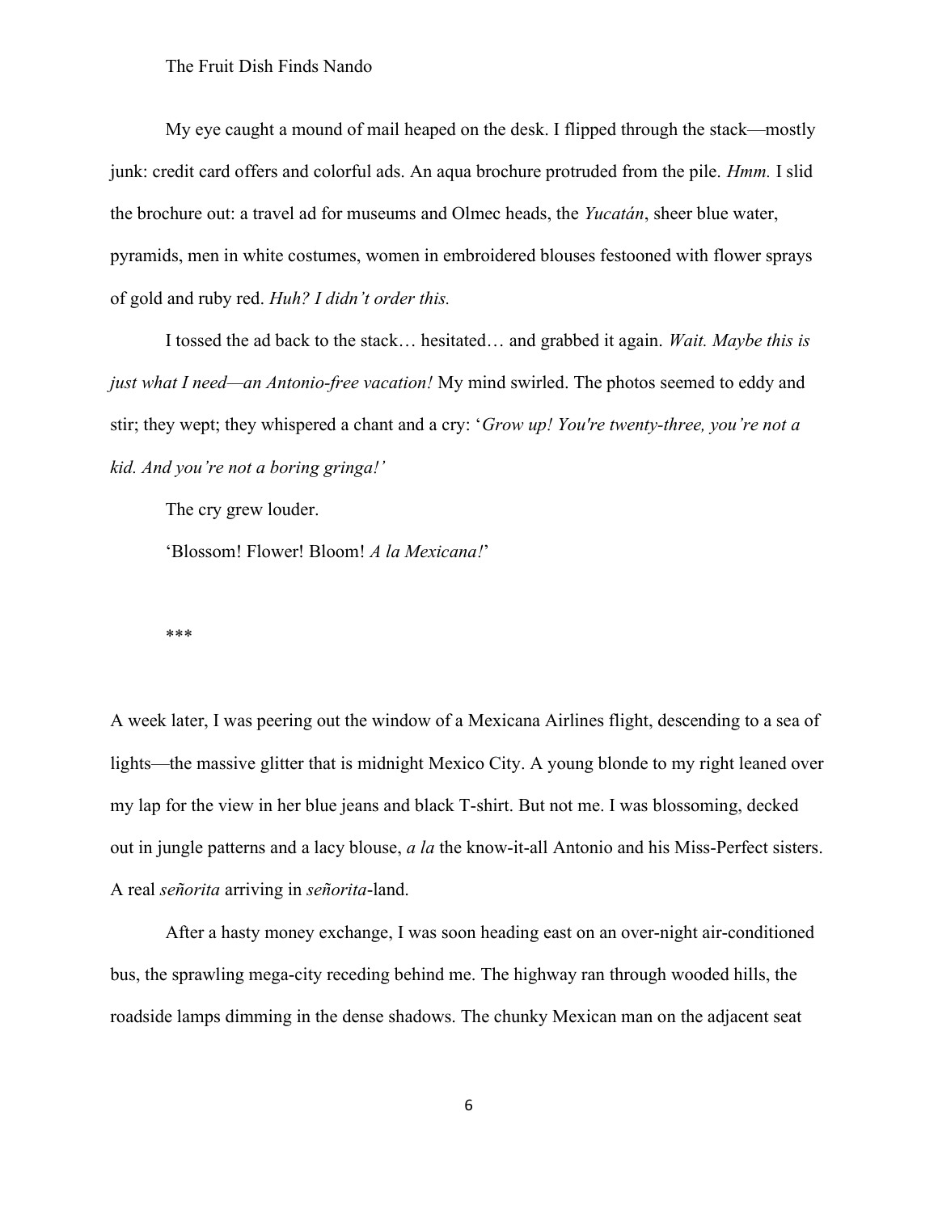My eye caught a mound of mail heaped on the desk. I flipped through the stack—mostly junk: credit card offers and colorful ads. An aqua brochure protruded from the pile. *Hmm.* I slid the brochure out: a travel ad for museums and Olmec heads, the *Yucatán*, sheer blue water, pyramids, men in white costumes, women in embroidered blouses festooned with flower sprays of gold and ruby red. *Huh? I didn't order this.*

I tossed the ad back to the stack… hesitated… and grabbed it again. *Wait. Maybe this is just what I need—an Antonio-free vacation!* My mind swirled. The photos seemed to eddy and stir; they wept; they whispered a chant and a cry: '*Grow up! You're twenty-three, you're not a kid. And you're not a boring gringa!'*

The cry grew louder.

'Blossom! Flower! Bloom! *A la Mexicana!*'

***

A week later, I was peering out the window of a Mexicana Airlines flight, descending to a sea of lights—the massive glitter that is midnight Mexico City. A young blonde to my right leaned over my lap for the view in her blue jeans and black T-shirt. But not me. I was blossoming, decked out in jungle patterns and a lacy blouse, *a la* the know-it-all Antonio and his Miss-Perfect sisters. A real *señorita* arriving in *señorita*-land.

After a hasty money exchange, I was soon heading east on an over-night air-conditioned bus, the sprawling mega-city receding behind me. The highway ran through wooded hills, the roadside lamps dimming in the dense shadows. The chunky Mexican man on the adjacent seat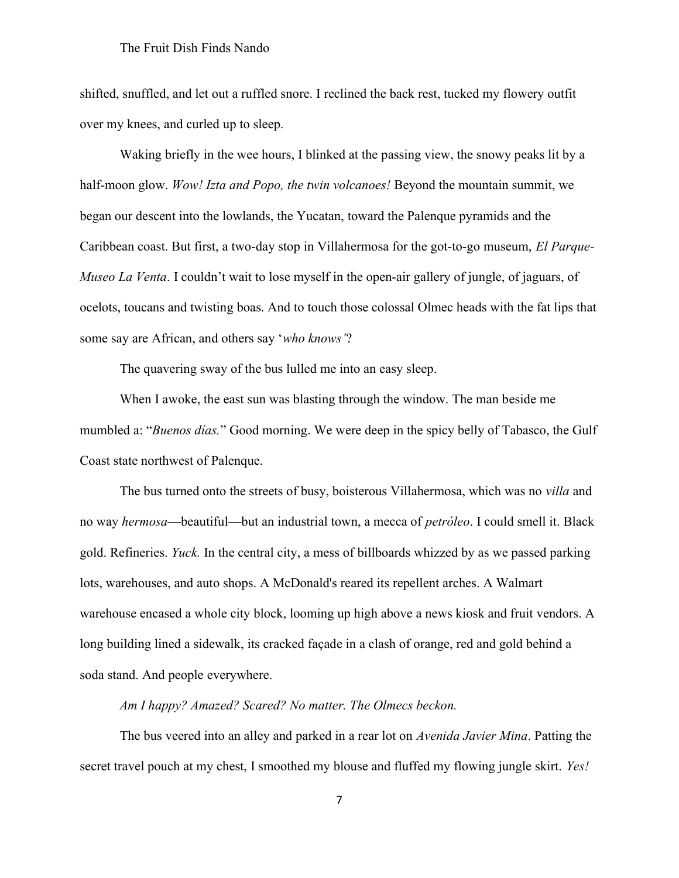shifted, snuffled, and let out a ruffled snore. I reclined the back rest, tucked my flowery outfit over my knees, and curled up to sleep.

Waking briefly in the wee hours, I blinked at the passing view, the snowy peaks lit by a half-moon glow. *Wow! Izta and Popo, the twin volcanoes!* Beyond the mountain summit, we began our descent into the lowlands, the Yucatan, toward the Palenque pyramids and the Caribbean coast. But first, a two-day stop in Villahermosa for the got-to-go museum, *El Parque-Museo La Venta*. I couldn't wait to lose myself in the open-air gallery of jungle, of jaguars, of ocelots, toucans and twisting boas. And to touch those colossal Olmec heads with the fat lips that some say are African, and others say '*who knows"*?

The quavering sway of the bus lulled me into an easy sleep.

When I awoke, the east sun was blasting through the window. The man beside me mumbled a: "*Buenos días.*" Good morning. We were deep in the spicy belly of Tabasco, the Gulf Coast state northwest of Palenque.

The bus turned onto the streets of busy, boisterous Villahermosa, which was no *villa* and no way *hermosa*—beautiful—but an industrial town, a mecca of *petróleo*. I could smell it. Black gold. Refineries. *Yuck.* In the central city, a mess of billboards whizzed by as we passed parking lots, warehouses, and auto shops. A McDonald's reared its repellent arches. A Walmart warehouse encased a whole city block, looming up high above a news kiosk and fruit vendors. A long building lined a sidewalk, its cracked façade in a clash of orange, red and gold behind a soda stand. And people everywhere.

*Am I happy? Amazed? Scared? No matter. The Olmecs beckon.*

The bus veered into an alley and parked in a rear lot on *Avenida Javier Mina*. Patting the secret travel pouch at my chest, I smoothed my blouse and fluffed my flowing jungle skirt. *Yes!*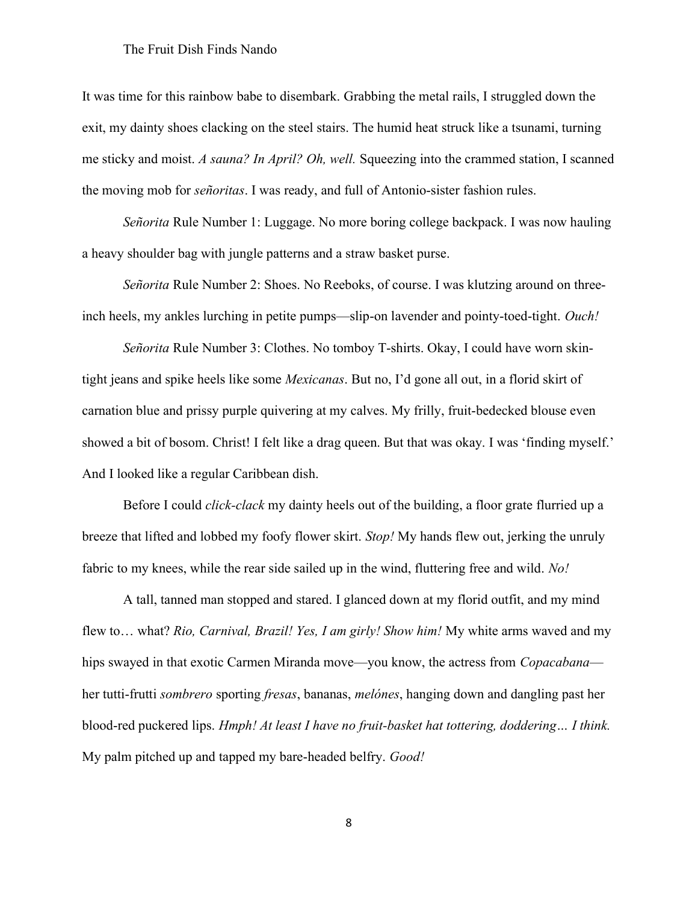It was time for this rainbow babe to disembark. Grabbing the metal rails, I struggled down the exit, my dainty shoes clacking on the steel stairs. The humid heat struck like a tsunami, turning me sticky and moist. *A sauna? In April? Oh, well.* Squeezing into the crammed station, I scanned the moving mob for *señoritas*. I was ready, and full of Antonio-sister fashion rules.

*Señorita* Rule Number 1: Luggage. No more boring college backpack. I was now hauling a heavy shoulder bag with jungle patterns and a straw basket purse.

*Señorita* Rule Number 2: Shoes. No Reeboks, of course. I was klutzing around on three-inch heels, my ankles lurching in petite pumps—slip-on lavender and pointy-toed-tight. *Ouch!*

*Señorita* Rule Number 3: Clothes. No tomboy T-shirts. Okay, I could have worn skin-tight jeans and spike heels like some *Mexicanas*. But no, I'd gone all out, in a florid skirt of carnation blue and prissy purple quivering at my calves. My frilly, fruit-bedecked blouse even showed a bit of bosom. Christ! I felt like a drag queen. But that was okay. I was 'finding myself.' And I looked like a regular Caribbean dish.

Before I could *click-clack* my dainty heels out of the building, a floor grate flurried up a breeze that lifted and lobbed my foofy flower skirt. *Stop!* My hands flew out, jerking the unruly fabric to my knees, while the rear side sailed up in the wind, fluttering free and wild. *No!*

A tall, tanned man stopped and stared. I glanced down at my florid outfit, and my mind flew to… what? *Rio, Carnival, Brazil! Yes, I am girly! Show him!* My white arms waved and my hips swayed in that exotic Carmen Miranda move—you know, the actress from *Copacabana*—her tutti-frutti *sombrero* sporting *fresas*, bananas, *melónes*, hanging down and dangling past her blood-red puckered lips. *Hmph! At least I have no fruit-basket hat tottering, doddering… I think.* My palm pitched up and tapped my bare-headed belfry. *Good!*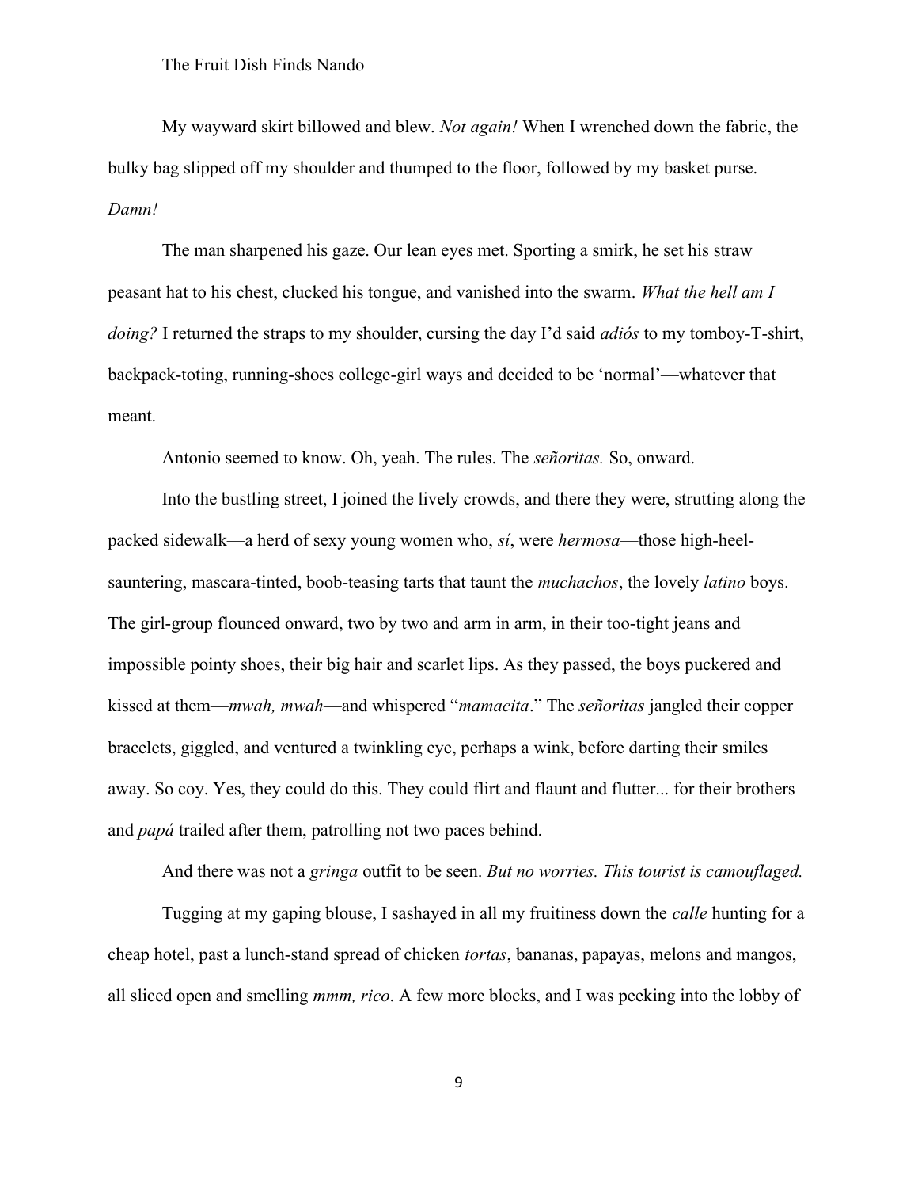My wayward skirt billowed and blew. *Not again!* When I wrenched down the fabric, the bulky bag slipped off my shoulder and thumped to the floor, followed by my basket purse. *Damn!*

The man sharpened his gaze. Our lean eyes met. Sporting a smirk, he set his straw peasant hat to his chest, clucked his tongue, and vanished into the swarm. *What the hell am I doing?* I returned the straps to my shoulder, cursing the day I'd said *adiós* to my tomboy-T-shirt, backpack-toting, running-shoes college-girl ways and decided to be 'normal'—whatever that meant.

Antonio seemed to know. Oh, yeah. The rules. The *señoritas.* So, onward.

Into the bustling street, I joined the lively crowds, and there they were, strutting along the packed sidewalk—a herd of sexy young women who, *sí*, were *hermosa*—those high-heel-sauntering, mascara-tinted, boob-teasing tarts that taunt the *muchachos*, the lovely *latino* boys. The girl-group flounced onward, two by two and arm in arm, in their too-tight jeans and impossible pointy shoes, their big hair and scarlet lips. As they passed, the boys puckered and kissed at them—*mwah, mwah*—and whispered "*mamacita*." The *señoritas* jangled their copper bracelets, giggled, and ventured a twinkling eye, perhaps a wink, before darting their smiles away. So coy. Yes, they could do this. They could flirt and flaunt and flutter... for their brothers and *papá* trailed after them, patrolling not two paces behind.

And there was not a *gringa* outfit to be seen. *But no worries. This tourist is camouflaged.*

Tugging at my gaping blouse, I sashayed in all my fruitiness down the *calle* hunting for a cheap hotel, past a lunch-stand spread of chicken *tortas*, bananas, papayas, melons and mangos, all sliced open and smelling *mmm, rico*. A few more blocks, and I was peeking into the lobby of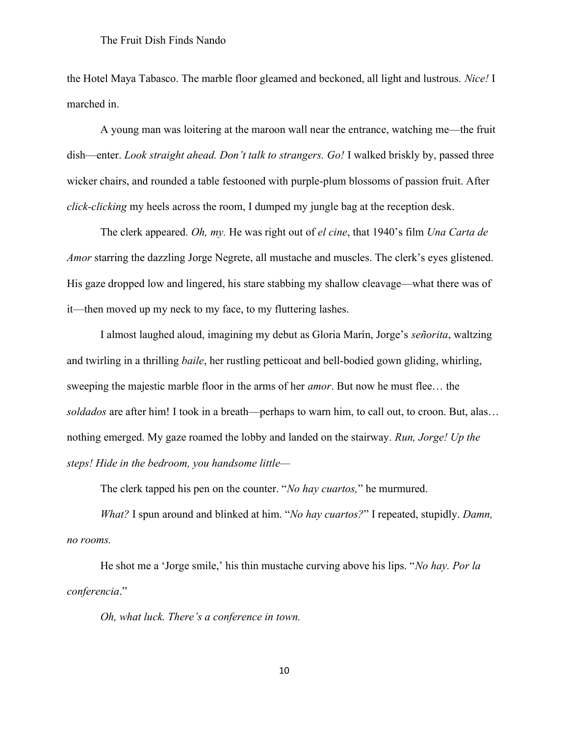the Hotel Maya Tabasco. The marble floor gleamed and beckoned, all light and lustrous. *Nice!* I marched in.

A young man was loitering at the maroon wall near the entrance, watching me—the fruit dish—enter. *Look straight ahead. Don't talk to strangers. Go!* I walked briskly by, passed three wicker chairs, and rounded a table festooned with purple-plum blossoms of passion fruit. After *click-clicking* my heels across the room, I dumped my jungle bag at the reception desk.

The clerk appeared. *Oh, my.* He was right out of *el cine*, that 1940's film *Una Carta de Amor* starring the dazzling Jorge Negrete, all mustache and muscles. The clerk's eyes glistened. His gaze dropped low and lingered, his stare stabbing my shallow cleavage—what there was of it—then moved up my neck to my face, to my fluttering lashes.

I almost laughed aloud, imagining my debut as Gloria Marín, Jorge's *señorita*, waltzing and twirling in a thrilling *baile*, her rustling petticoat and bell-bodied gown gliding, whirling, sweeping the majestic marble floor in the arms of her *amor*. But now he must flee… the *soldados* are after him! I took in a breath—perhaps to warn him, to call out, to croon. But, alas… nothing emerged. My gaze roamed the lobby and landed on the stairway. *Run, Jorge! Up the steps! Hide in the bedroom, you handsome little—*

The clerk tapped his pen on the counter. "*No hay cuartos,*" he murmured.

*What?* I spun around and blinked at him. "*No hay cuartos?*" I repeated, stupidly. *Damn, no rooms.*

He shot me a 'Jorge smile,' his thin mustache curving above his lips. "*No hay. Por la conferencia*."

*Oh, what luck. There's a conference in town.*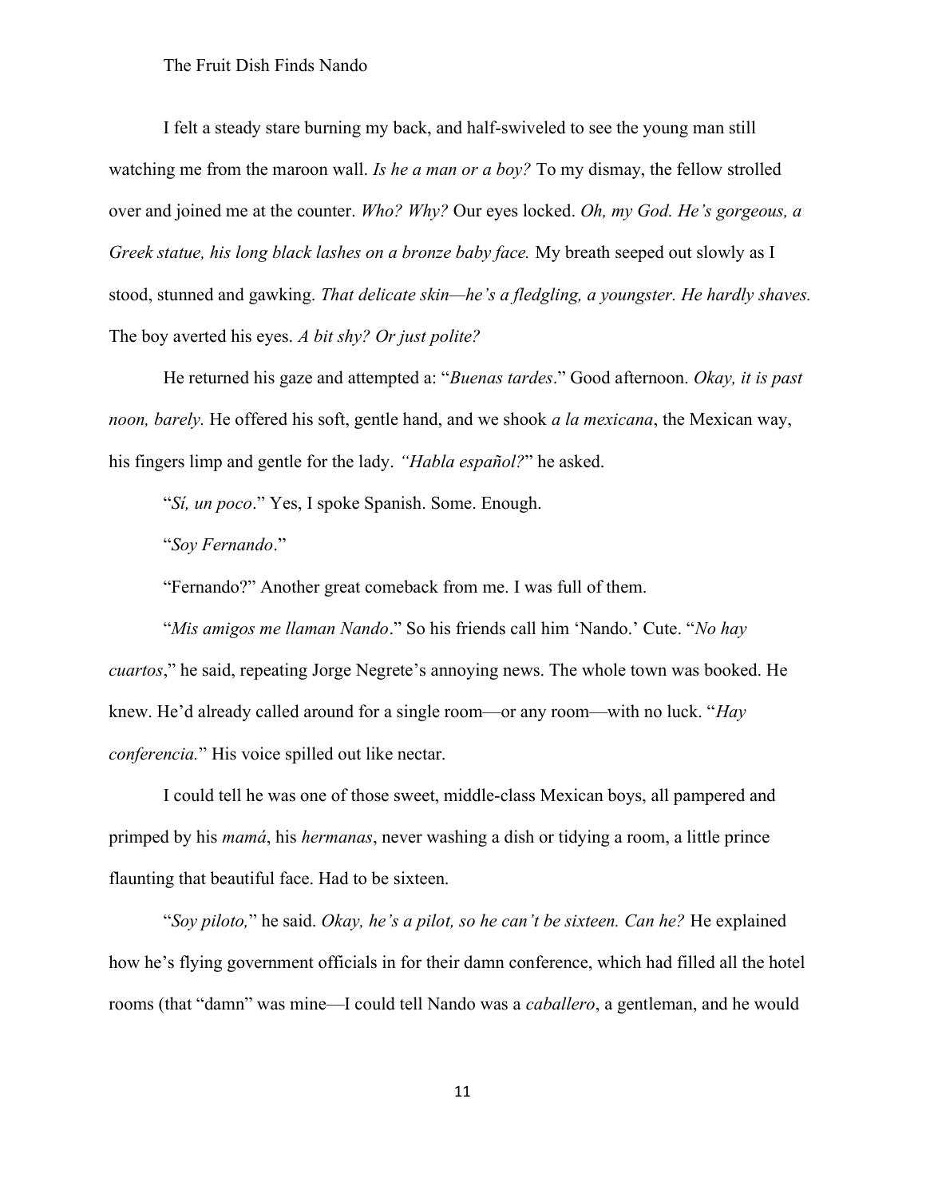I felt a steady stare burning my back, and half-swiveled to see the young man still watching me from the maroon wall. *Is he a man or a boy?* To my dismay, the fellow strolled over and joined me at the counter. *Who? Why?* Our eyes locked. *Oh, my God. He's gorgeous, a Greek statue, his long black lashes on a bronze baby face.* My breath seeped out slowly as I stood, stunned and gawking. *That delicate skin—he's a fledgling, a youngster. He hardly shaves.* The boy averted his eyes. *A bit shy? Or just polite?*

He returned his gaze and attempted a: "*Buenas tardes*." Good afternoon. *Okay, it is past noon, barely.* He offered his soft, gentle hand, and we shook *a la mexicana*, the Mexican way, his fingers limp and gentle for the lady. *"Habla español?*" he asked.

"*Sí, un poco*." Yes, I spoke Spanish. Some. Enough.

"*Soy Fernando*."

"Fernando?" Another great comeback from me. I was full of them.

"*Mis amigos me llaman Nando*." So his friends call him 'Nando.' Cute. "*No hay cuartos*," he said, repeating Jorge Negrete's annoying news. The whole town was booked. He knew. He'd already called around for a single room—or any room—with no luck. "*Hay conferencia.*" His voice spilled out like nectar.

I could tell he was one of those sweet, middle-class Mexican boys, all pampered and primped by his *mamá*, his *hermanas*, never washing a dish or tidying a room, a little prince flaunting that beautiful face. Had to be sixteen.

"*Soy piloto,*" he said. *Okay, he's a pilot, so he can't be sixteen. Can he?* He explained how he's flying government officials in for their damn conference, which had filled all the hotel rooms (that "damn" was mine—I could tell Nando was a *caballero*, a gentleman, and he would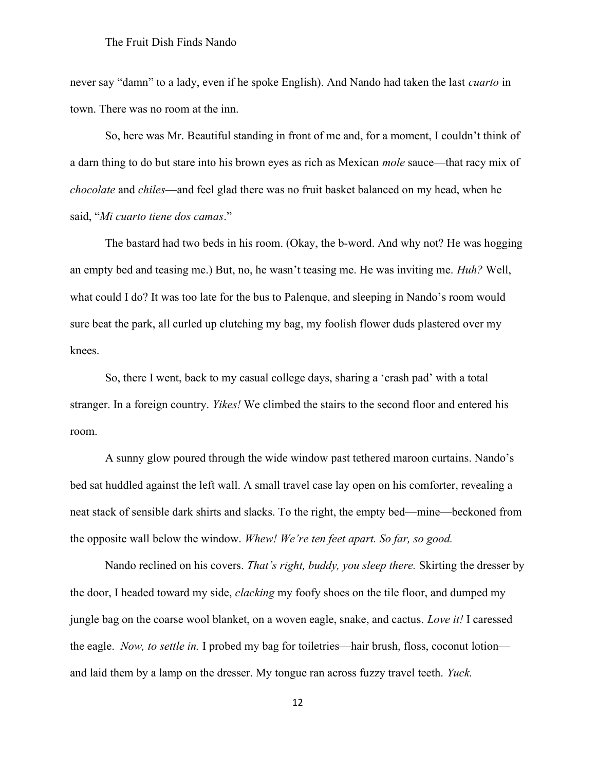never say "damn" to a lady, even if he spoke English). And Nando had taken the last *cuarto* in town. There was no room at the inn.

So, here was Mr. Beautiful standing in front of me and, for a moment, I couldn't think of a darn thing to do but stare into his brown eyes as rich as Mexican *mole* sauce—that racy mix of *chocolate* and *chiles*—and feel glad there was no fruit basket balanced on my head, when he said, "*Mi cuarto tiene dos camas*."

The bastard had two beds in his room. (Okay, the b-word. And why not? He was hogging an empty bed and teasing me.) But, no, he wasn't teasing me. He was inviting me. *Huh?* Well, what could I do? It was too late for the bus to Palenque, and sleeping in Nando's room would sure beat the park, all curled up clutching my bag, my foolish flower duds plastered over my knees.

So, there I went, back to my casual college days, sharing a 'crash pad' with a total stranger. In a foreign country. *Yikes!* We climbed the stairs to the second floor and entered his room.

A sunny glow poured through the wide window past tethered maroon curtains. Nando's bed sat huddled against the left wall. A small travel case lay open on his comforter, revealing a neat stack of sensible dark shirts and slacks. To the right, the empty bed—mine—beckoned from the opposite wall below the window. *Whew! We're ten feet apart. So far, so good.*

Nando reclined on his covers. *That's right, buddy, you sleep there.* Skirting the dresser by the door, I headed toward my side, *clacking* my foofy shoes on the tile floor, and dumped my jungle bag on the coarse wool blanket, on a woven eagle, snake, and cactus. *Love it!* I caressed the eagle. *Now, to settle in.* I probed my bag for toiletries—hair brush, floss, coconut lotion—and laid them by a lamp on the dresser. My tongue ran across fuzzy travel teeth. *Yuck.*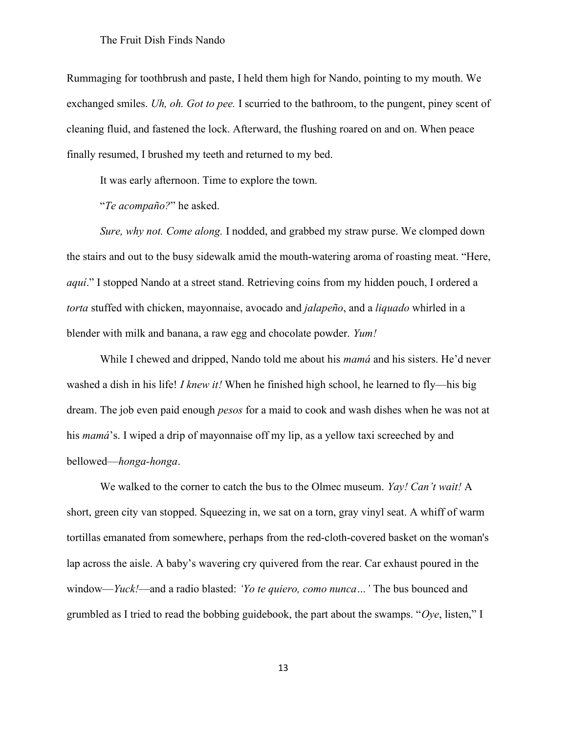Rummaging for toothbrush and paste, I held them high for Nando, pointing to my mouth. We exchanged smiles. *Uh, oh. Got to pee.* I scurried to the bathroom, to the pungent, piney scent of cleaning fluid, and fastened the lock. Afterward, the flushing roared on and on. When peace finally resumed, I brushed my teeth and returned to my bed.

It was early afternoon. Time to explore the town.

"*Te acompaño?*" he asked.

*Sure, why not. Come along.* I nodded, and grabbed my straw purse. We clomped down the stairs and out to the busy sidewalk amid the mouth-watering aroma of roasting meat. "Here, *aquí*." I stopped Nando at a street stand. Retrieving coins from my hidden pouch, I ordered a *torta* stuffed with chicken, mayonnaise, avocado and *jalapeño*, and a *liquado* whirled in a blender with milk and banana, a raw egg and chocolate powder. *Yum!*

While I chewed and dripped, Nando told me about his *mamá* and his sisters. He'd never washed a dish in his life! *I knew it!* When he finished high school, he learned to fly—his big dream. The job even paid enough *pesos* for a maid to cook and wash dishes when he was not at his *mamá*'s. I wiped a drip of mayonnaise off my lip, as a yellow taxi screeched by and bellowed—*honga-honga*.

We walked to the corner to catch the bus to the Olmec museum. *Yay! Can't wait!* A short, green city van stopped. Squeezing in, we sat on a torn, gray vinyl seat. A whiff of warm tortillas emanated from somewhere, perhaps from the red-cloth-covered basket on the woman's lap across the aisle. A baby's wavering cry quivered from the rear. Car exhaust poured in the window—*Yuck!*—and a radio blasted: *'Yo te quiero, como nunca…'* The bus bounced and grumbled as I tried to read the bobbing guidebook, the part about the swamps. "*Oye*, listen," I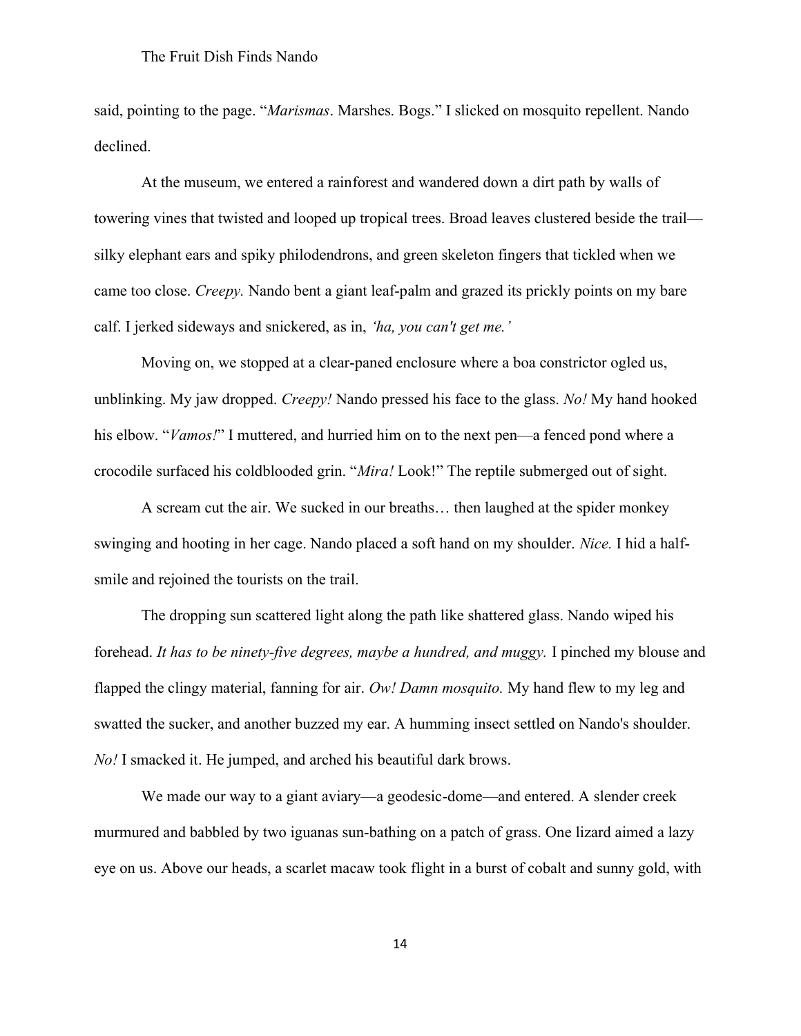said, pointing to the page. "*Marismas*. Marshes. Bogs." I slicked on mosquito repellent. Nando declined.

At the museum, we entered a rainforest and wandered down a dirt path by walls of towering vines that twisted and looped up tropical trees. Broad leaves clustered beside the trail—silky elephant ears and spiky philodendrons, and green skeleton fingers that tickled when we came too close. *Creepy.* Nando bent a giant leaf-palm and grazed its prickly points on my bare calf. I jerked sideways and snickered, as in, *'ha, you can't get me.'*

Moving on, we stopped at a clear-paned enclosure where a boa constrictor ogled us, unblinking. My jaw dropped. *Creepy!* Nando pressed his face to the glass. *No!* My hand hooked his elbow. "*Vamos!*" I muttered, and hurried him on to the next pen—a fenced pond where a crocodile surfaced his coldblooded grin. "*Mira!* Look!" The reptile submerged out of sight.

A scream cut the air. We sucked in our breaths… then laughed at the spider monkey swinging and hooting in her cage. Nando placed a soft hand on my shoulder. *Nice.* I hid a half-smile and rejoined the tourists on the trail.

The dropping sun scattered light along the path like shattered glass. Nando wiped his forehead. *It has to be ninety-five degrees, maybe a hundred, and muggy.* I pinched my blouse and flapped the clingy material, fanning for air. *Ow! Damn mosquito.* My hand flew to my leg and swatted the sucker, and another buzzed my ear. A humming insect settled on Nando's shoulder. *No!* I smacked it. He jumped, and arched his beautiful dark brows.

We made our way to a giant aviary—a geodesic-dome—and entered. A slender creek murmured and babbled by two iguanas sun-bathing on a patch of grass. One lizard aimed a lazy eye on us. Above our heads, a scarlet macaw took flight in a burst of cobalt and sunny gold, with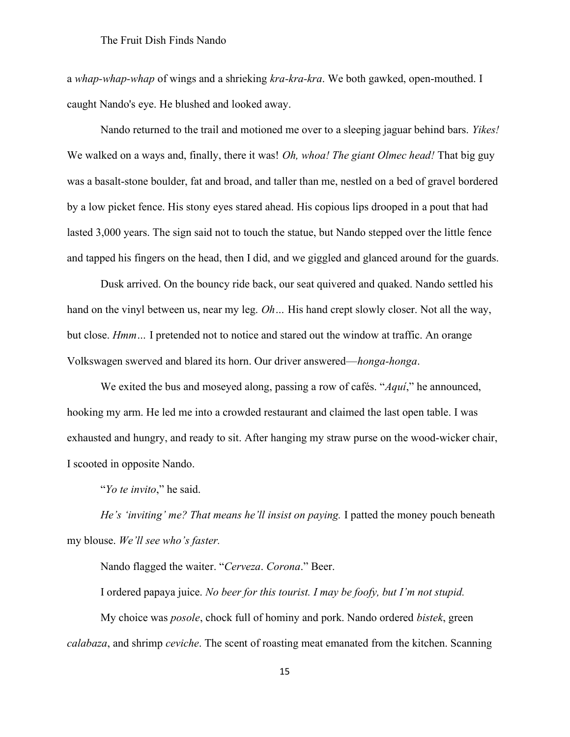a *whap-whap-whap* of wings and a shrieking *kra-kra-kra*. We both gawked, open-mouthed. I caught Nando's eye. He blushed and looked away.

Nando returned to the trail and motioned me over to a sleeping jaguar behind bars. *Yikes!* We walked on a ways and, finally, there it was! *Oh, whoa! The giant Olmec head!* That big guy was a basalt-stone boulder, fat and broad, and taller than me, nestled on a bed of gravel bordered by a low picket fence. His stony eyes stared ahead. His copious lips drooped in a pout that had lasted 3,000 years. The sign said not to touch the statue, but Nando stepped over the little fence and tapped his fingers on the head, then I did, and we giggled and glanced around for the guards.

Dusk arrived. On the bouncy ride back, our seat quivered and quaked. Nando settled his hand on the vinyl between us, near my leg. *Oh…* His hand crept slowly closer. Not all the way, but close. *Hmm…* I pretended not to notice and stared out the window at traffic. An orange Volkswagen swerved and blared its horn. Our driver answered—*honga-honga*.

We exited the bus and moseyed along, passing a row of cafés. "*Aquí*," he announced, hooking my arm. He led me into a crowded restaurant and claimed the last open table. I was exhausted and hungry, and ready to sit. After hanging my straw purse on the wood-wicker chair, I scooted in opposite Nando.

"*Yo te invito*," he said.

*He's 'inviting' me? That means he'll insist on paying.* I patted the money pouch beneath my blouse. *We'll see who's faster.*

Nando flagged the waiter. "*Cerveza*. *Corona*." Beer.

I ordered papaya juice. *No beer for this tourist. I may be foofy, but I'm not stupid.*

My choice was *posole*, chock full of hominy and pork. Nando ordered *bistek*, green *calabaza*, and shrimp *ceviche*. The scent of roasting meat emanated from the kitchen. Scanning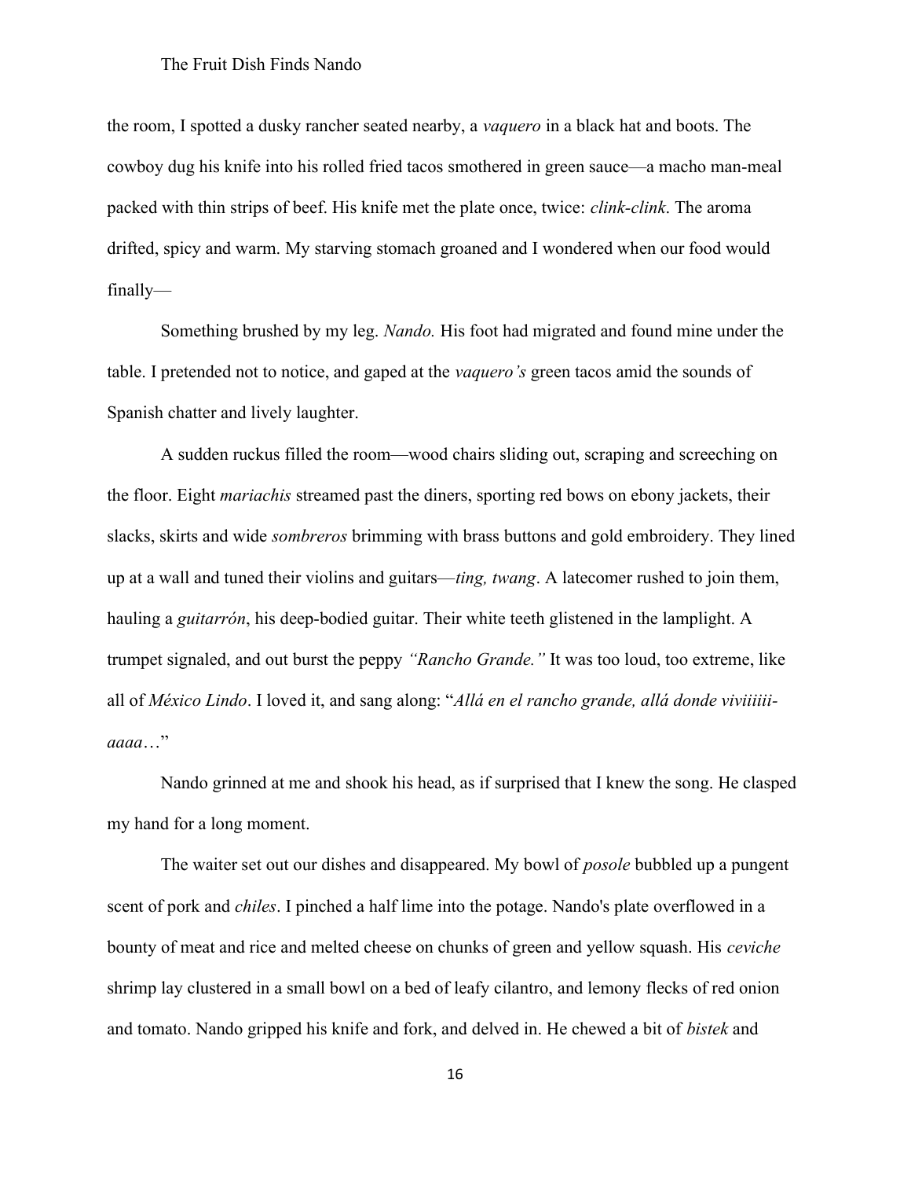the room, I spotted a dusky rancher seated nearby, a *vaquero* in a black hat and boots. The cowboy dug his knife into his rolled fried tacos smothered in green sauce—a macho man-meal packed with thin strips of beef. His knife met the plate once, twice: *clink-clink*. The aroma drifted, spicy and warm. My starving stomach groaned and I wondered when our food would finally—

Something brushed by my leg. *Nando.* His foot had migrated and found mine under the table. I pretended not to notice, and gaped at the *vaquero's* green tacos amid the sounds of Spanish chatter and lively laughter.

A sudden ruckus filled the room—wood chairs sliding out, scraping and screeching on the floor. Eight *mariachis* streamed past the diners, sporting red bows on ebony jackets, their slacks, skirts and wide *sombreros* brimming with brass buttons and gold embroidery. They lined up at a wall and tuned their violins and guitars—*ting, twang*. A latecomer rushed to join them, hauling a *guitarrón*, his deep-bodied guitar. Their white teeth glistened in the lamplight. A trumpet signaled, and out burst the peppy *"Rancho Grande."* It was too loud, too extreme, like all of *México Lindo*. I loved it, and sang along: "*Allá en el rancho grande, allá donde viviiiiii-aaaa*…"

Nando grinned at me and shook his head, as if surprised that I knew the song. He clasped my hand for a long moment.

The waiter set out our dishes and disappeared. My bowl of *posole* bubbled up a pungent scent of pork and *chiles*. I pinched a half lime into the potage. Nando's plate overflowed in a bounty of meat and rice and melted cheese on chunks of green and yellow squash. His *ceviche* shrimp lay clustered in a small bowl on a bed of leafy cilantro, and lemony flecks of red onion and tomato. Nando gripped his knife and fork, and delved in. He chewed a bit of *bistek* and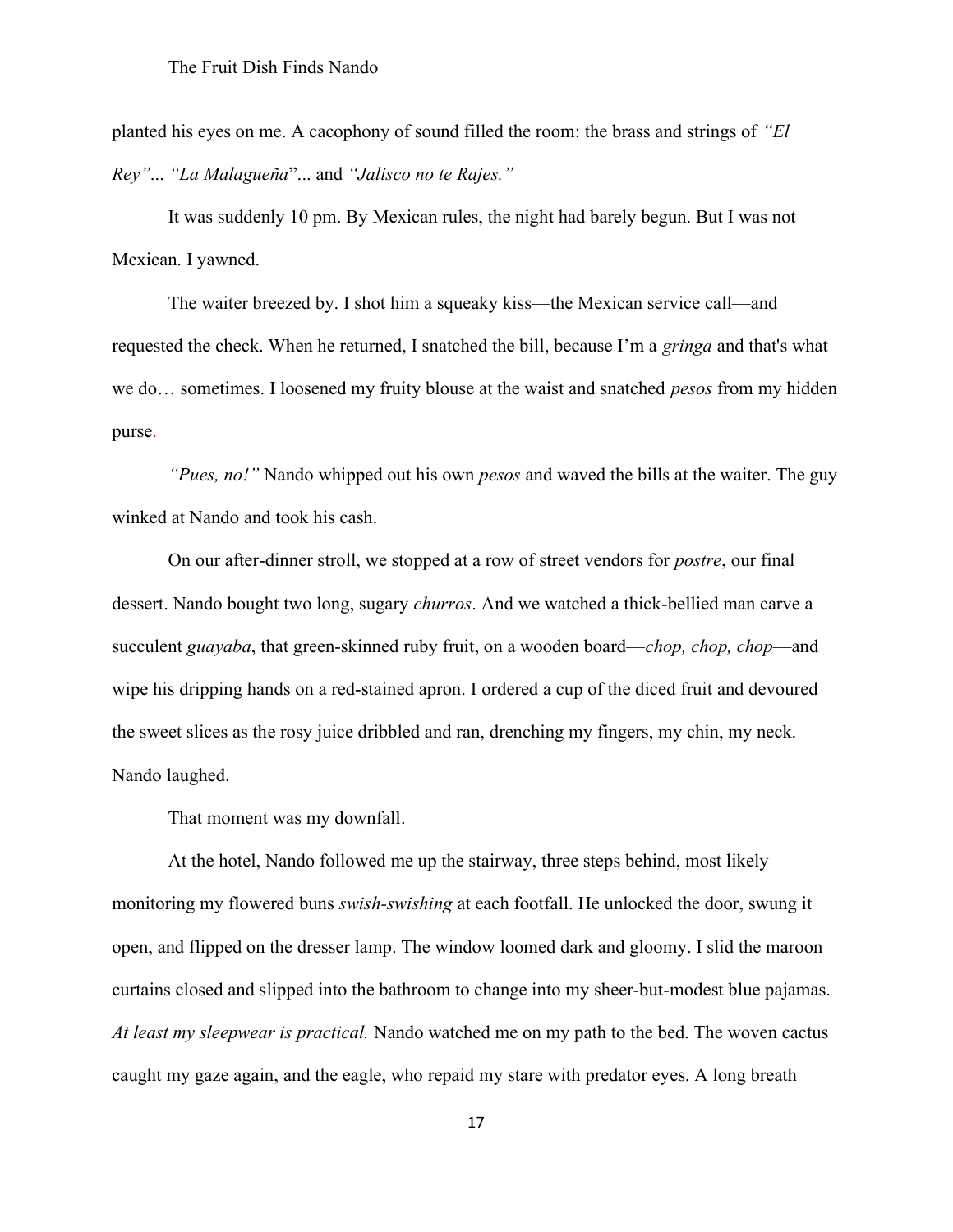planted his eyes on me. A cacophony of sound filled the room: the brass and strings of *"El Rey"*... *"La Malagueña*"... and *"Jalisco no te Rajes."*

It was suddenly 10 pm. By Mexican rules, the night had barely begun. But I was not Mexican. I yawned.

The waiter breezed by. I shot him a squeaky kiss—the Mexican service call—and requested the check. When he returned, I snatched the bill, because I'm a *gringa* and that's what we do… sometimes. I loosened my fruity blouse at the waist and snatched *pesos* from my hidden purse.

*"Pues, no!"* Nando whipped out his own *pesos* and waved the bills at the waiter. The guy winked at Nando and took his cash.

On our after-dinner stroll, we stopped at a row of street vendors for *postre*, our final dessert. Nando bought two long, sugary *churros*. And we watched a thick-bellied man carve a succulent *guayaba*, that green-skinned ruby fruit, on a wooden board—*chop, chop, chop*—and wipe his dripping hands on a red-stained apron. I ordered a cup of the diced fruit and devoured the sweet slices as the rosy juice dribbled and ran, drenching my fingers, my chin, my neck. Nando laughed.

That moment was my downfall.

At the hotel, Nando followed me up the stairway, three steps behind, most likely monitoring my flowered buns *swish-swishing* at each footfall. He unlocked the door, swung it open, and flipped on the dresser lamp. The window loomed dark and gloomy. I slid the maroon curtains closed and slipped into the bathroom to change into my sheer-but-modest blue pajamas. *At least my sleepwear is practical.* Nando watched me on my path to the bed. The woven cactus caught my gaze again, and the eagle, who repaid my stare with predator eyes. A long breath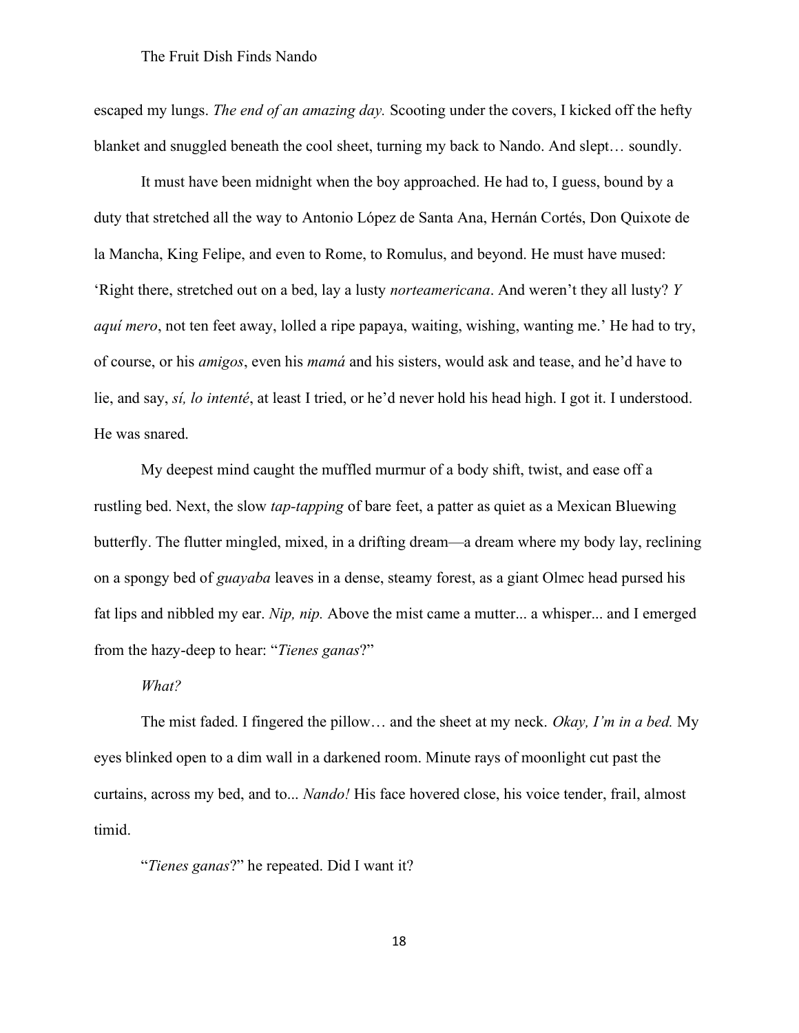escaped my lungs. *The end of an amazing day.* Scooting under the covers, I kicked off the hefty blanket and snuggled beneath the cool sheet, turning my back to Nando. And slept… soundly.

It must have been midnight when the boy approached. He had to, I guess, bound by a duty that stretched all the way to Antonio López de Santa Ana, Hernán Cortés, Don Quixote de la Mancha, King Felipe, and even to Rome, to Romulus, and beyond. He must have mused: 'Right there, stretched out on a bed, lay a lusty *norteamericana*. And weren't they all lusty? *Y aquí mero*, not ten feet away, lolled a ripe papaya, waiting, wishing, wanting me.' He had to try, of course, or his *amigos*, even his *mamá* and his sisters, would ask and tease, and he'd have to lie, and say, *sí, lo intenté*, at least I tried, or he'd never hold his head high. I got it. I understood. He was snared.

My deepest mind caught the muffled murmur of a body shift, twist, and ease off a rustling bed. Next, the slow *tap-tapping* of bare feet, a patter as quiet as a Mexican Bluewing butterfly. The flutter mingled, mixed, in a drifting dream—a dream where my body lay, reclining on a spongy bed of *guayaba* leaves in a dense, steamy forest, as a giant Olmec head pursed his fat lips and nibbled my ear. *Nip, nip.* Above the mist came a mutter... a whisper... and I emerged from the hazy-deep to hear: "*Tienes ganas*?"

*What?*

The mist faded. I fingered the pillow… and the sheet at my neck. *Okay, I'm in a bed.* My eyes blinked open to a dim wall in a darkened room. Minute rays of moonlight cut past the curtains, across my bed, and to... *Nando!* His face hovered close, his voice tender, frail, almost timid.

"*Tienes ganas*?" he repeated. Did I want it?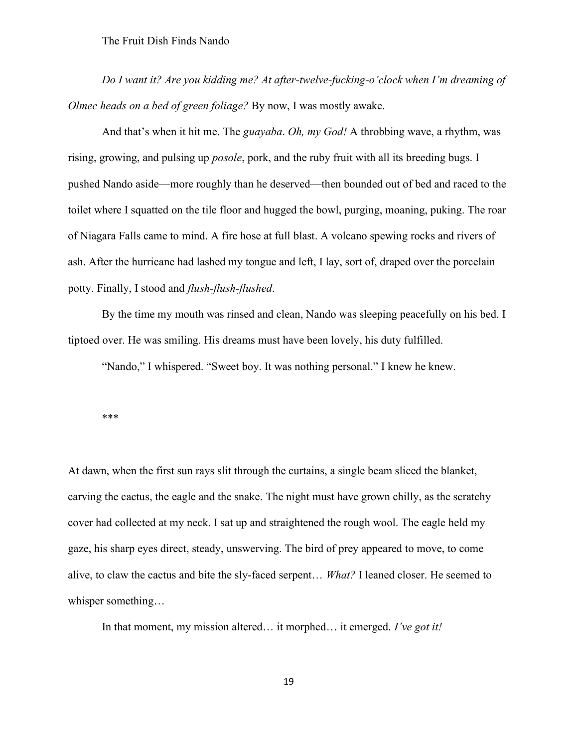*Do I want it? Are you kidding me? At after-twelve-fucking-o'clock when I'm dreaming of Olmec heads on a bed of green foliage?* By now, I was mostly awake.

And that's when it hit me. The *guayaba*. *Oh, my God!* A throbbing wave, a rhythm, was rising, growing, and pulsing up *posole*, pork, and the ruby fruit with all its breeding bugs. I pushed Nando aside—more roughly than he deserved—then bounded out of bed and raced to the toilet where I squatted on the tile floor and hugged the bowl, purging, moaning, puking. The roar of Niagara Falls came to mind. A fire hose at full blast. A volcano spewing rocks and rivers of ash. After the hurricane had lashed my tongue and left, I lay, sort of, draped over the porcelain potty. Finally, I stood and *flush-flush-flushed*.

By the time my mouth was rinsed and clean, Nando was sleeping peacefully on his bed. I tiptoed over. He was smiling. His dreams must have been lovely, his duty fulfilled.

"Nando," I whispered. "Sweet boy. It was nothing personal." I knew he knew.

***

At dawn, when the first sun rays slit through the curtains, a single beam sliced the blanket, carving the cactus, the eagle and the snake. The night must have grown chilly, as the scratchy cover had collected at my neck. I sat up and straightened the rough wool. The eagle held my gaze, his sharp eyes direct, steady, unswerving. The bird of prey appeared to move, to come alive, to claw the cactus and bite the sly-faced serpent… *What?* I leaned closer. He seemed to whisper something…

In that moment, my mission altered… it morphed… it emerged. *I've got it!*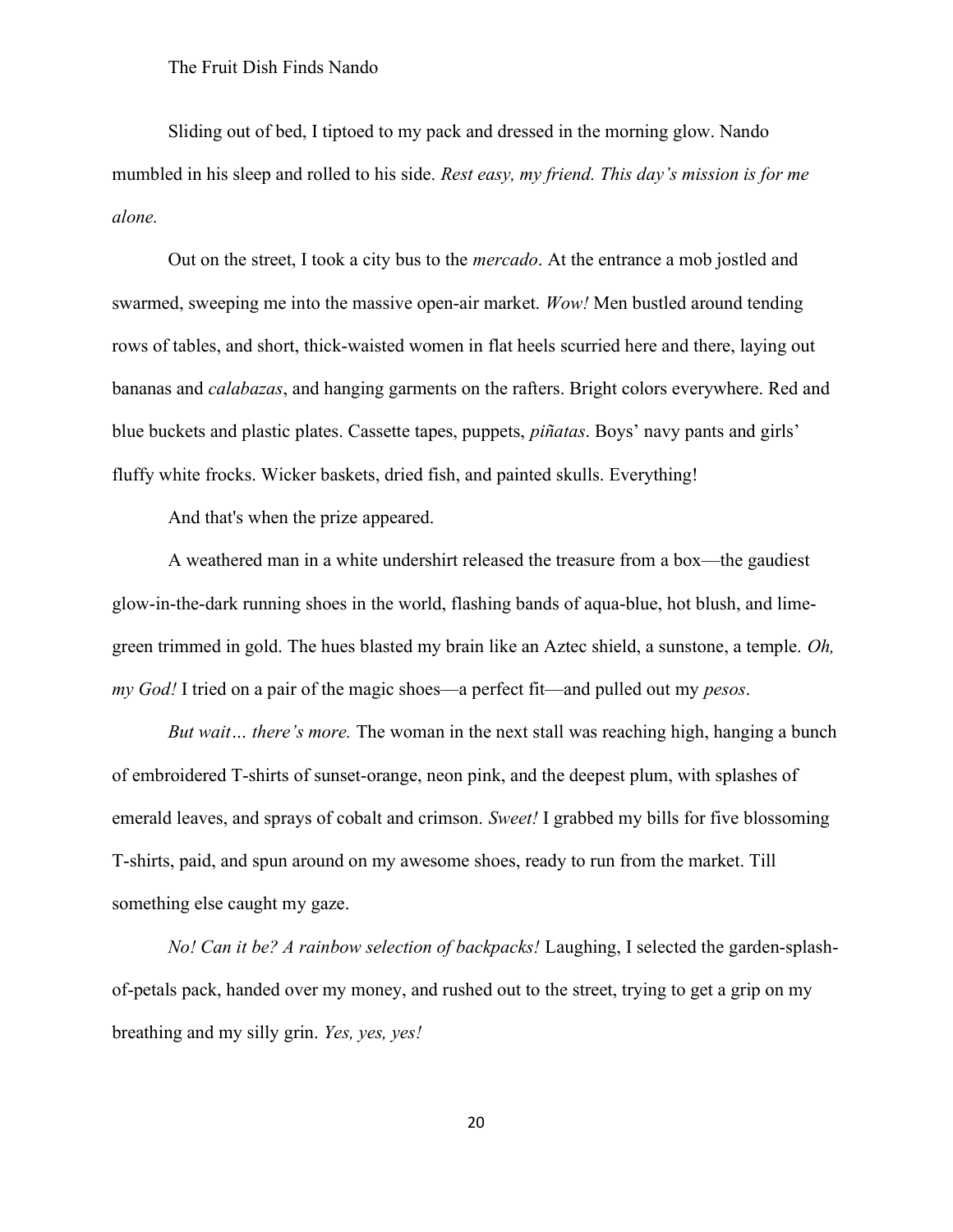Sliding out of bed, I tiptoed to my pack and dressed in the morning glow. Nando mumbled in his sleep and rolled to his side. *Rest easy, my friend. This day's mission is for me alone.*

Out on the street, I took a city bus to the *mercado*. At the entrance a mob jostled and swarmed, sweeping me into the massive open-air market. *Wow!* Men bustled around tending rows of tables, and short, thick-waisted women in flat heels scurried here and there, laying out bananas and *calabazas*, and hanging garments on the rafters. Bright colors everywhere. Red and blue buckets and plastic plates. Cassette tapes, puppets, *piñatas*. Boys' navy pants and girls' fluffy white frocks. Wicker baskets, dried fish, and painted skulls. Everything!

And that's when the prize appeared.

A weathered man in a white undershirt released the treasure from a box—the gaudiest glow-in-the-dark running shoes in the world, flashing bands of aqua-blue, hot blush, and lime-green trimmed in gold. The hues blasted my brain like an Aztec shield, a sunstone, a temple. *Oh, my God!* I tried on a pair of the magic shoes—a perfect fit—and pulled out my *pesos*.

*But wait… there's more.* The woman in the next stall was reaching high, hanging a bunch of embroidered T-shirts of sunset-orange, neon pink, and the deepest plum, with splashes of emerald leaves, and sprays of cobalt and crimson. *Sweet!* I grabbed my bills for five blossoming T-shirts, paid, and spun around on my awesome shoes, ready to run from the market. Till something else caught my gaze.

*No! Can it be? A rainbow selection of backpacks!* Laughing, I selected the garden-splash-of-petals pack, handed over my money, and rushed out to the street, trying to get a grip on my breathing and my silly grin. *Yes, yes, yes!*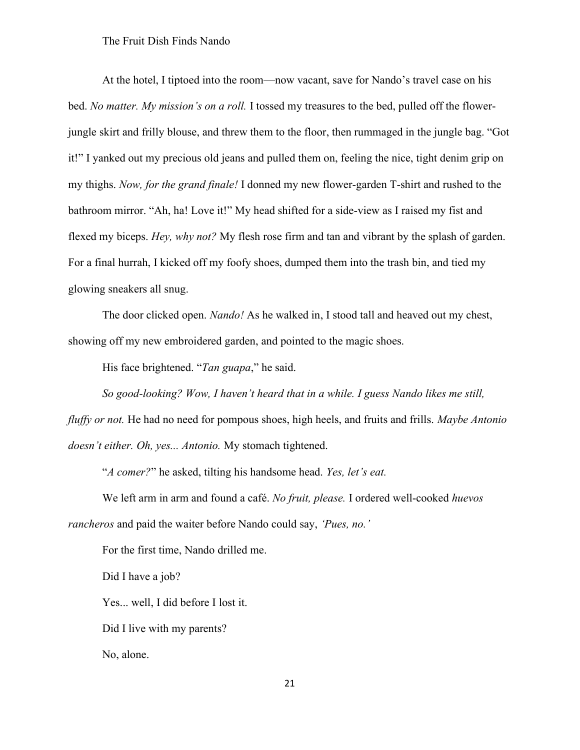# The Fruit Dish Finds Nando

At the hotel, I tiptoed into the room—now vacant, save for Nando's travel case on his bed. *No matter. My mission's on a roll.* I tossed my treasures to the bed, pulled off the flower-jungle skirt and frilly blouse, and threw them to the floor, then rummaged in the jungle bag. "Got it!" I yanked out my precious old jeans and pulled them on, feeling the nice, tight denim grip on my thighs. *Now, for the grand finale!* I donned my new flower-garden T-shirt and rushed to the bathroom mirror. "Ah, ha! Love it!" My head shifted for a side-view as I raised my fist and flexed my biceps. *Hey, why not?* My flesh rose firm and tan and vibrant by the splash of garden. For a final hurrah, I kicked off my foofy shoes, dumped them into the trash bin, and tied my glowing sneakers all snug.

The door clicked open. *Nando!* As he walked in, I stood tall and heaved out my chest, showing off my new embroidered garden, and pointed to the magic shoes.

His face brightened. "*Tan guapa*," he said.

*So good-looking? Wow, I haven't heard that in a while. I guess Nando likes me still, fluffy or not.* He had no need for pompous shoes, high heels, and fruits and frills. *Maybe Antonio doesn't either. Oh, yes... Antonio.* My stomach tightened.

"*A comer?*" he asked, tilting his handsome head. *Yes, let's eat.*

We left arm in arm and found a café. *No fruit, please.* I ordered well-cooked *huevos rancheros* and paid the waiter before Nando could say, *'Pues, no.'*

For the first time, Nando drilled me.

Did I have a job?

Yes... well, I did before I lost it.

Did I live with my parents?

No, alone.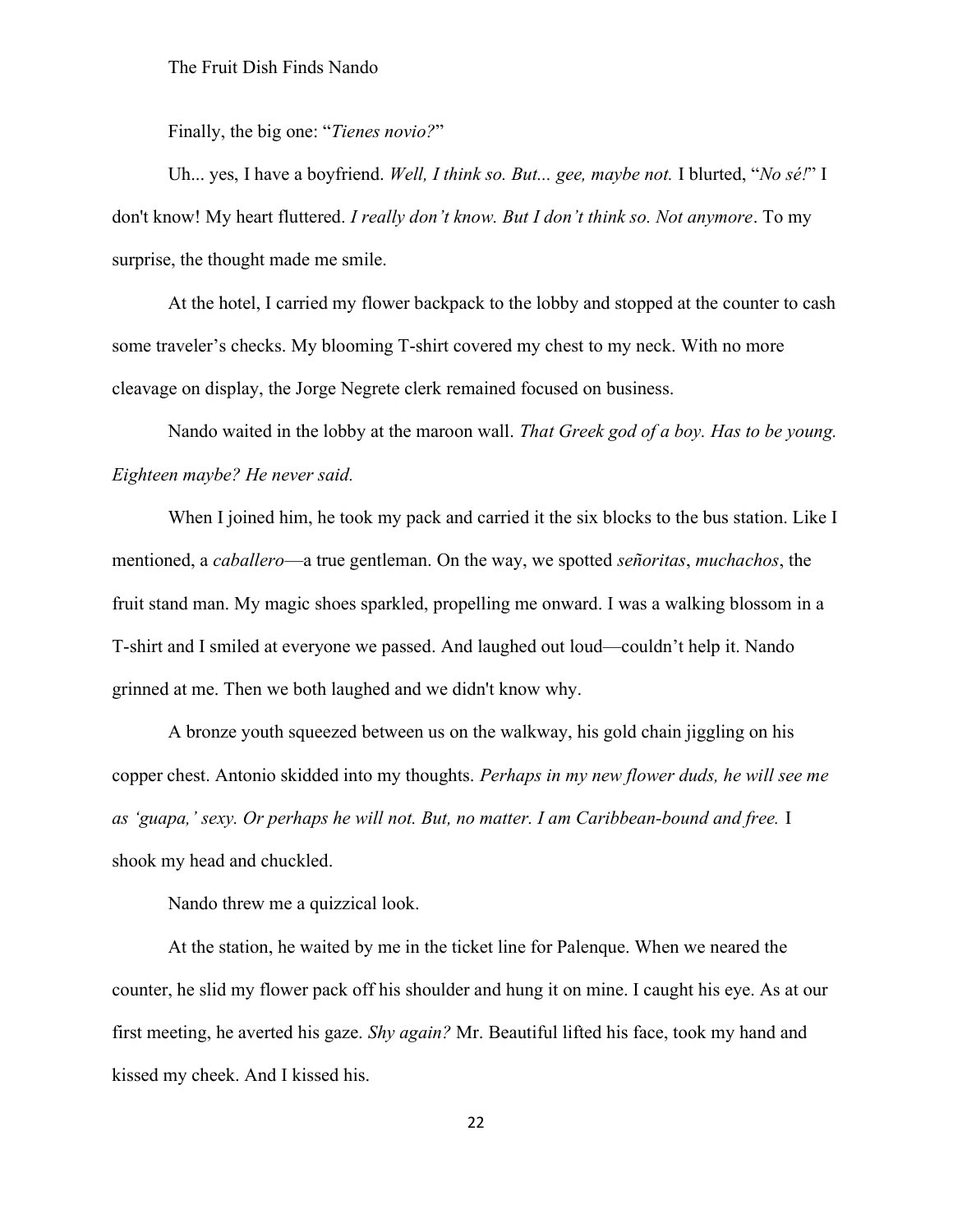Finally, the big one: "*Tienes novio?*"

Uh... yes, I have a boyfriend. *Well, I think so. But... gee, maybe not.* I blurted, "*No sé!*" I don't know! My heart fluttered. *I really don't know. But I don't think so. Not anymore*. To my surprise, the thought made me smile.

At the hotel, I carried my flower backpack to the lobby and stopped at the counter to cash some traveler's checks. My blooming T-shirt covered my chest to my neck. With no more cleavage on display, the Jorge Negrete clerk remained focused on business.

Nando waited in the lobby at the maroon wall. *That Greek god of a boy. Has to be young. Eighteen maybe? He never said.*

When I joined him, he took my pack and carried it the six blocks to the bus station. Like I mentioned, a *caballero*—a true gentleman. On the way, we spotted *señoritas*, *muchachos*, the fruit stand man. My magic shoes sparkled, propelling me onward. I was a walking blossom in a T-shirt and I smiled at everyone we passed. And laughed out loud—couldn't help it. Nando grinned at me. Then we both laughed and we didn't know why.

A bronze youth squeezed between us on the walkway, his gold chain jiggling on his copper chest. Antonio skidded into my thoughts. *Perhaps in my new flower duds, he will see me as 'guapa,' sexy. Or perhaps he will not. But, no matter. I am Caribbean-bound and free.* I shook my head and chuckled.

Nando threw me a quizzical look.

At the station, he waited by me in the ticket line for Palenque. When we neared the counter, he slid my flower pack off his shoulder and hung it on mine. I caught his eye. As at our first meeting, he averted his gaze. *Shy again?* Mr. Beautiful lifted his face, took my hand and kissed my cheek. And I kissed his.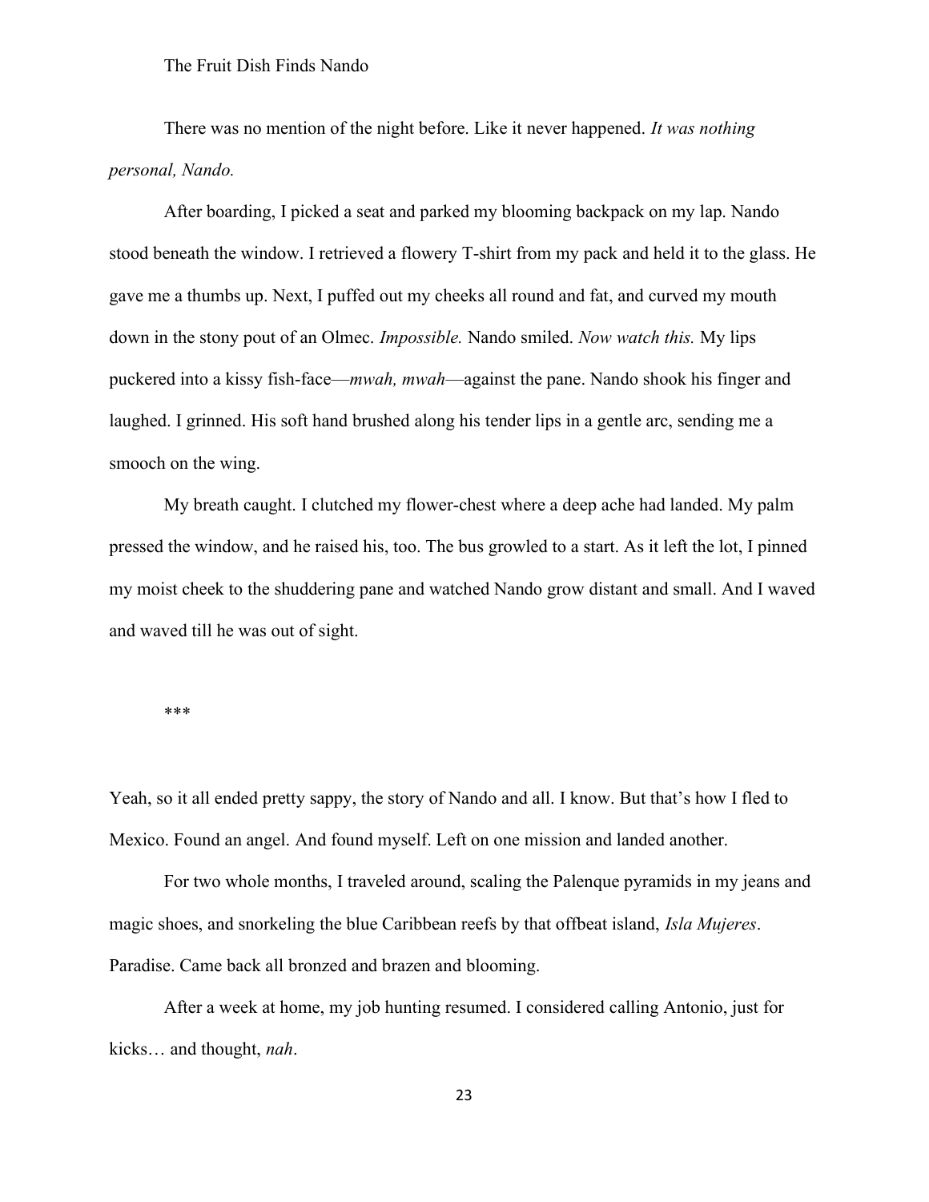There was no mention of the night before. Like it never happened. *It was nothing personal, Nando.*

After boarding, I picked a seat and parked my blooming backpack on my lap. Nando stood beneath the window. I retrieved a flowery T-shirt from my pack and held it to the glass. He gave me a thumbs up. Next, I puffed out my cheeks all round and fat, and curved my mouth down in the stony pout of an Olmec. *Impossible.* Nando smiled. *Now watch this.* My lips puckered into a kissy fish-face—*mwah, mwah*—against the pane. Nando shook his finger and laughed. I grinned. His soft hand brushed along his tender lips in a gentle arc, sending me a smooch on the wing.

My breath caught. I clutched my flower-chest where a deep ache had landed. My palm pressed the window, and he raised his, too. The bus growled to a start. As it left the lot, I pinned my moist cheek to the shuddering pane and watched Nando grow distant and small. And I waved and waved till he was out of sight.

***

Yeah, so it all ended pretty sappy, the story of Nando and all. I know. But that's how I fled to Mexico. Found an angel. And found myself. Left on one mission and landed another.

For two whole months, I traveled around, scaling the Palenque pyramids in my jeans and magic shoes, and snorkeling the blue Caribbean reefs by that offbeat island, *Isla Mujeres*. Paradise. Came back all bronzed and brazen and blooming.

After a week at home, my job hunting resumed. I considered calling Antonio, just for kicks… and thought, *nah*.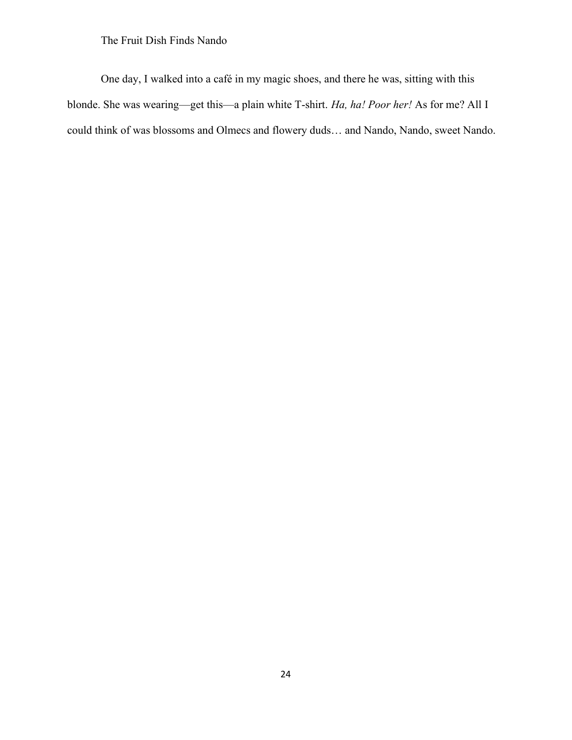The Fruit Dish Finds Nando

One day, I walked into a café in my magic shoes, and there he was, sitting with this blonde. She was wearing—get this—a plain white T-shirt. *Ha, ha! Poor her!* As for me? All I could think of was blossoms and Olmecs and flowery duds… and Nando, Nando, sweet Nando.